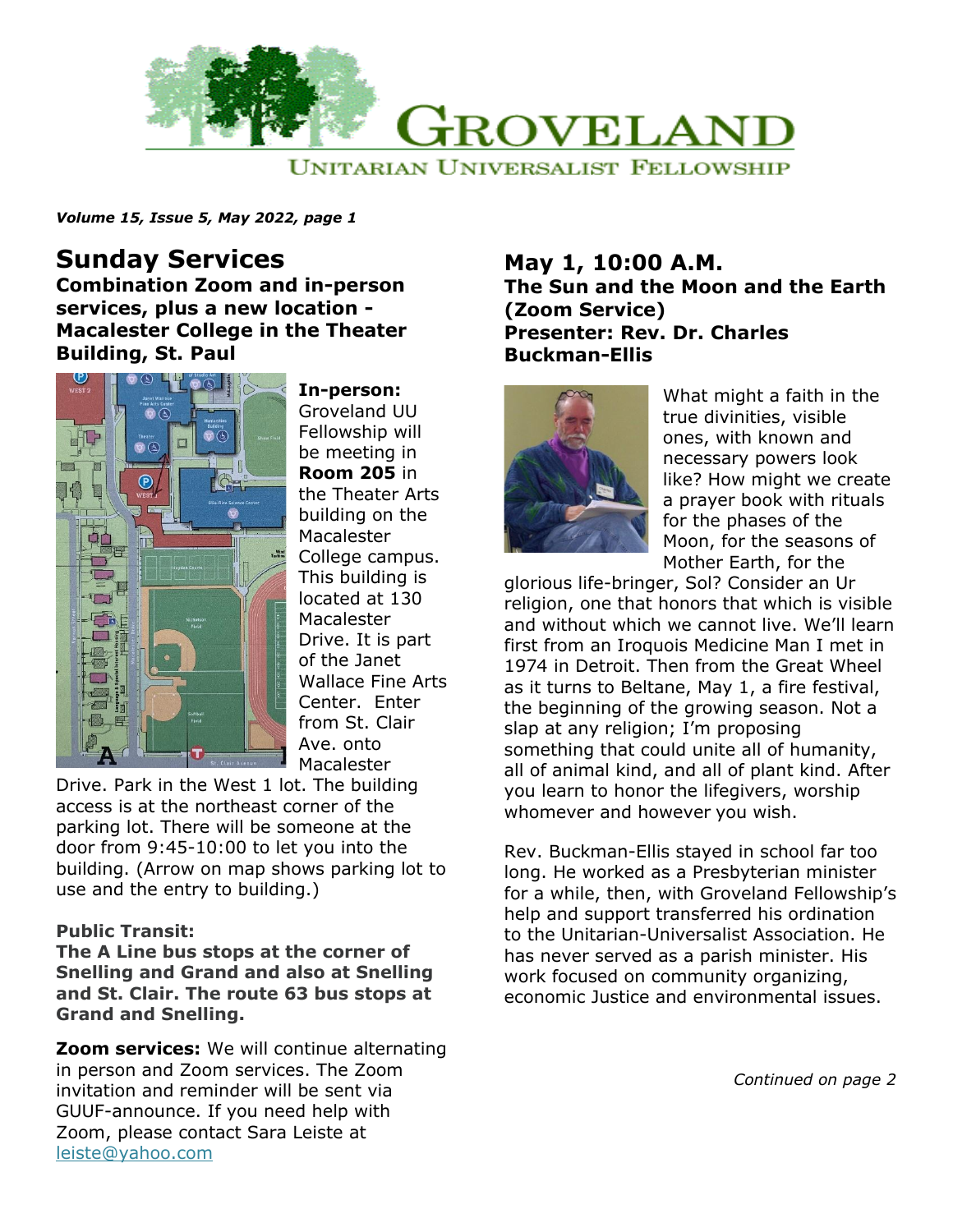# Groveland

## Unitarian Universalist Fellowship

*Volume 15, Issue 5, May 2022, page 1*

## Sunday Services

**Combination Zoom and in-person services, plus a new location - Macalester College in the Theater Building, St. Paul**

**In-person:** Groveland UU Fellowship will be meeting in **Room 205** in the Theater Arts building on the Macalester College campus. This building is located at 130 Macalester Drive. It is part of the Janet Wallace Fine Arts Center. Enter from St. Clair Ave. onto Macalester Drive. Park in the West 1 lot. The building access is at the northeast corner of the parking lot. There will be someone at the door from 9:45-10:00 to let you into the building. (Arrow on map shows parking lot to use and the entry to building.)

**Public Transit:**
**The A Line bus stops at the corner of Snelling and Grand and also at Snelling and St. Clair. The route 63 bus stops at Grand and Snelling.**

**Zoom services:** We will continue alternating in person and Zoom services. The Zoom invitation and reminder will be sent via GUUF-announce. If you need help with Zoom, please contact Sara Leiste at [leiste@yahoo.com](mailto:leiste@yahoo.com)

## May 1, 10:00 A.M.

**The Sun and the Moon and the Earth (Zoom Service)**
**Presenter: Rev. Dr. Charles Buckman-Ellis**

What might a faith in the true divinities, visible ones, with known and necessary powers look like? How might we create a prayer book with rituals for the phases of the Moon, for the seasons of Mother Earth, for the glorious life-bringer, Sol? Consider an Ur religion, one that honors that which is visible and without which we cannot live. We'll learn first from an Iroquois Medicine Man I met in 1974 in Detroit. Then from the Great Wheel as it turns to Beltane, May 1, a fire festival, the beginning of the growing season. Not a slap at any religion; I'm proposing something that could unite all of humanity, all of animal kind, and all of plant kind. After you learn to honor the lifegivers, worship whomever and however you wish.

Rev. Buckman-Ellis stayed in school far too long. He worked as a Presbyterian minister for a while, then, with Groveland Fellowship's help and support transferred his ordination to the Unitarian-Universalist Association. He has never served as a parish minister. His work focused on community organizing, economic Justice and environmental issues.

*Continued on page 2*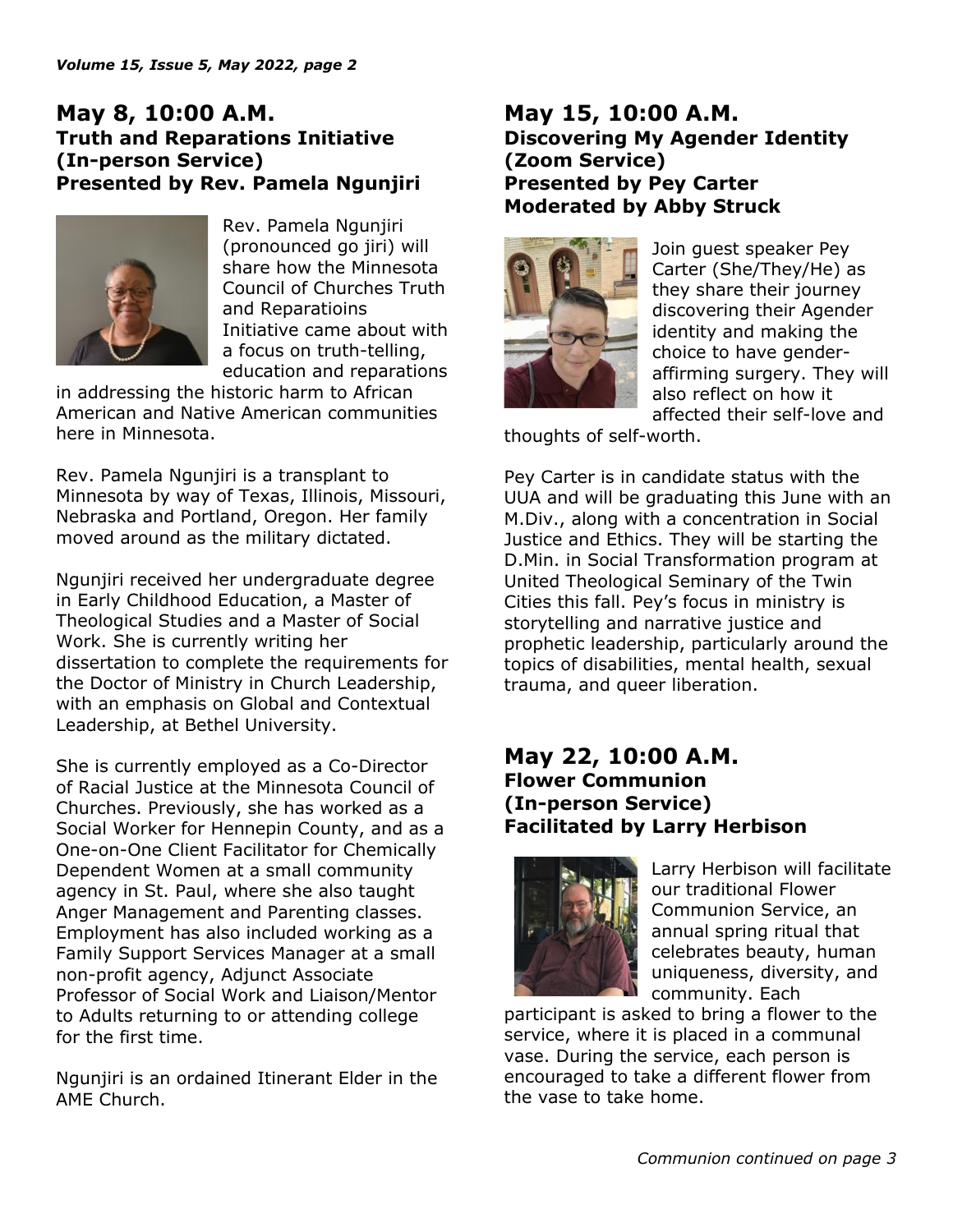## May 8, 10:00 A.M.

### Truth and Reparations Initiative (In-person Service) Presented by Rev. Pamela Ngunjiri

Rev. Pamela Ngunjiri (pronounced go jiri) will share how the Minnesota Council of Churches Truth and Reparatioins Initiative came about with a focus on truth-telling, education and reparations in addressing the historic harm to African American and Native American communities here in Minnesota.

Rev. Pamela Ngunjiri is a transplant to Minnesota by way of Texas, Illinois, Missouri, Nebraska and Portland, Oregon. Her family moved around as the military dictated.

Ngunjiri received her undergraduate degree in Early Childhood Education, a Master of Theological Studies and a Master of Social Work. She is currently writing her dissertation to complete the requirements for the Doctor of Ministry in Church Leadership, with an emphasis on Global and Contextual Leadership, at Bethel University.

She is currently employed as a Co-Director of Racial Justice at the Minnesota Council of Churches. Previously, she has worked as a Social Worker for Hennepin County, and as a One-on-One Client Facilitator for Chemically Dependent Women at a small community agency in St. Paul, where she also taught Anger Management and Parenting classes. Employment has also included working as a Family Support Services Manager at a small non-profit agency, Adjunct Associate Professor of Social Work and Liaison/Mentor to Adults returning to or attending college for the first time.

Ngunjiri is an ordained Itinerant Elder in the AME Church.

## May 15, 10:00 A.M.

### Discovering My Agender Identity (Zoom Service) Presented by Pey Carter Moderated by Abby Struck

Join guest speaker Pey Carter (She/They/He) as they share their journey discovering their Agender identity and making the choice to have gender-affirming surgery. They will also reflect on how it affected their self-love and thoughts of self-worth.

Pey Carter is in candidate status with the UUA and will be graduating this June with an M.Div., along with a concentration in Social Justice and Ethics. They will be starting the D.Min. in Social Transformation program at United Theological Seminary of the Twin Cities this fall. Pey's focus in ministry is storytelling and narrative justice and prophetic leadership, particularly around the topics of disabilities, mental health, sexual trauma, and queer liberation.

## May 22, 10:00 A.M.

### Flower Communion (In-person Service) Facilitated by Larry Herbison

Larry Herbison will facilitate our traditional Flower Communion Service, an annual spring ritual that celebrates beauty, human uniqueness, diversity, and community. Each participant is asked to bring a flower to the service, where it is placed in a communal vase. During the service, each person is encouraged to take a different flower from the vase to take home.

*Communion continued on page 3*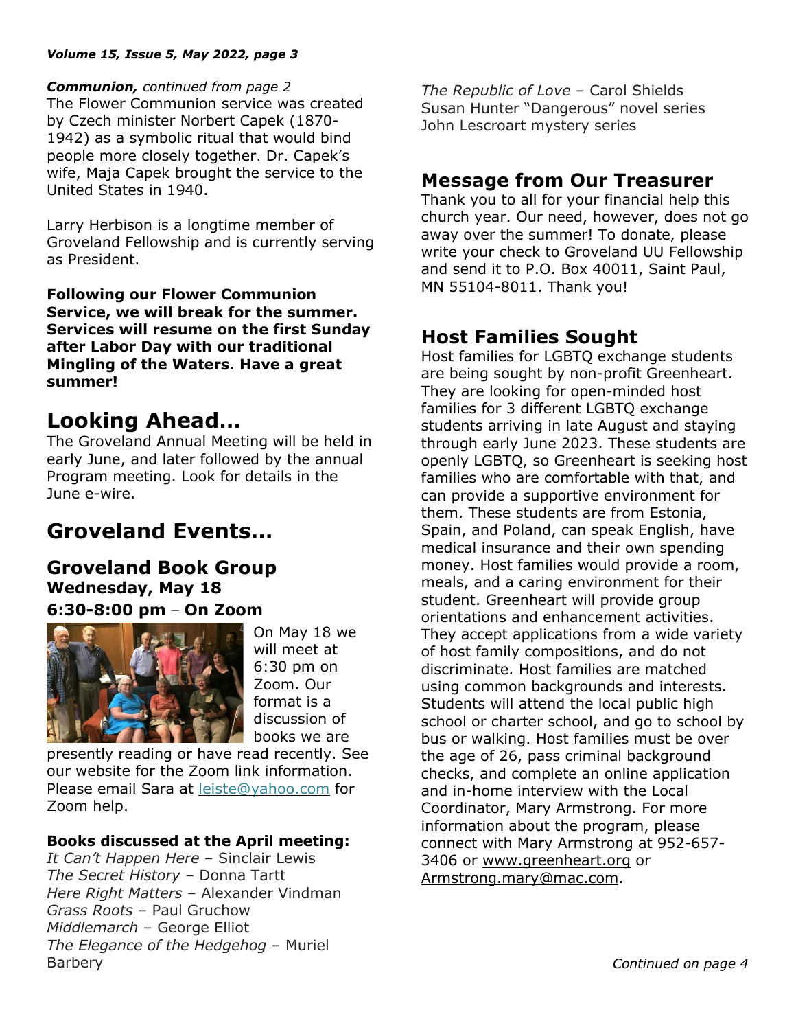***Communion,*** *continued from page 2*
The Flower Communion service was created by Czech minister Norbert Capek (1870-1942) as a symbolic ritual that would bind people more closely together. Dr. Capek's wife, Maja Capek brought the service to the United States in 1940.

Larry Herbison is a longtime member of Groveland Fellowship and is currently serving as President.

**Following our Flower Communion Service, we will break for the summer. Services will resume on the first Sunday after Labor Day with our traditional Mingling of the Waters. Have a great summer!**

# Looking Ahead…

The Groveland Annual Meeting will be held in early June, and later followed by the annual Program meeting. Look for details in the June e-wire.

# Groveland Events…

## Groveland Book Group

**Wednesday, May 18**
**6:30-8:00 pm – On Zoom**

On May 18 we will meet at 6:30 pm on Zoom. Our format is a discussion of books we are presently reading or have read recently. See our website for the Zoom link information. Please email Sara at leiste@yahoo.com for Zoom help.

**Books discussed at the April meeting:**
*It Can't Happen Here* – Sinclair Lewis
*The Secret History* – Donna Tartt
*Here Right Matters* – Alexander Vindman
*Grass Roots* – Paul Gruchow
*Middlemarch* – George Elliot
*The Elegance of the Hedgehog* – Muriel Barbery
*The Republic of Love* – Carol Shields
Susan Hunter "Dangerous" novel series
John Lescroart mystery series

## Message from Our Treasurer

Thank you to all for your financial help this church year. Our need, however, does not go away over the summer! To donate, please write your check to Groveland UU Fellowship and send it to P.O. Box 40011, Saint Paul, MN 55104-8011. Thank you!

## Host Families Sought

Host families for LGBTQ exchange students are being sought by non-profit Greenheart. They are looking for open-minded host families for 3 different LGBTQ exchange students arriving in late August and staying through early June 2023. These students are openly LGBTQ, so Greenheart is seeking host families who are comfortable with that, and can provide a supportive environment for them. These students are from Estonia, Spain, and Poland, can speak English, have medical insurance and their own spending money. Host families would provide a room, meals, and a caring environment for their student. Greenheart will provide group orientations and enhancement activities. They accept applications from a wide variety of host family compositions, and do not discriminate. Host families are matched using common backgrounds and interests. Students will attend the local public high school or charter school, and go to school by bus or walking. Host families must be over the age of 26, pass criminal background checks, and complete an online application and in-home interview with the Local Coordinator, Mary Armstrong. For more information about the program, please connect with Mary Armstrong at 952-657-3406 or www.greenheart.org or Armstrong.mary@mac.com.

*Continued on page 4*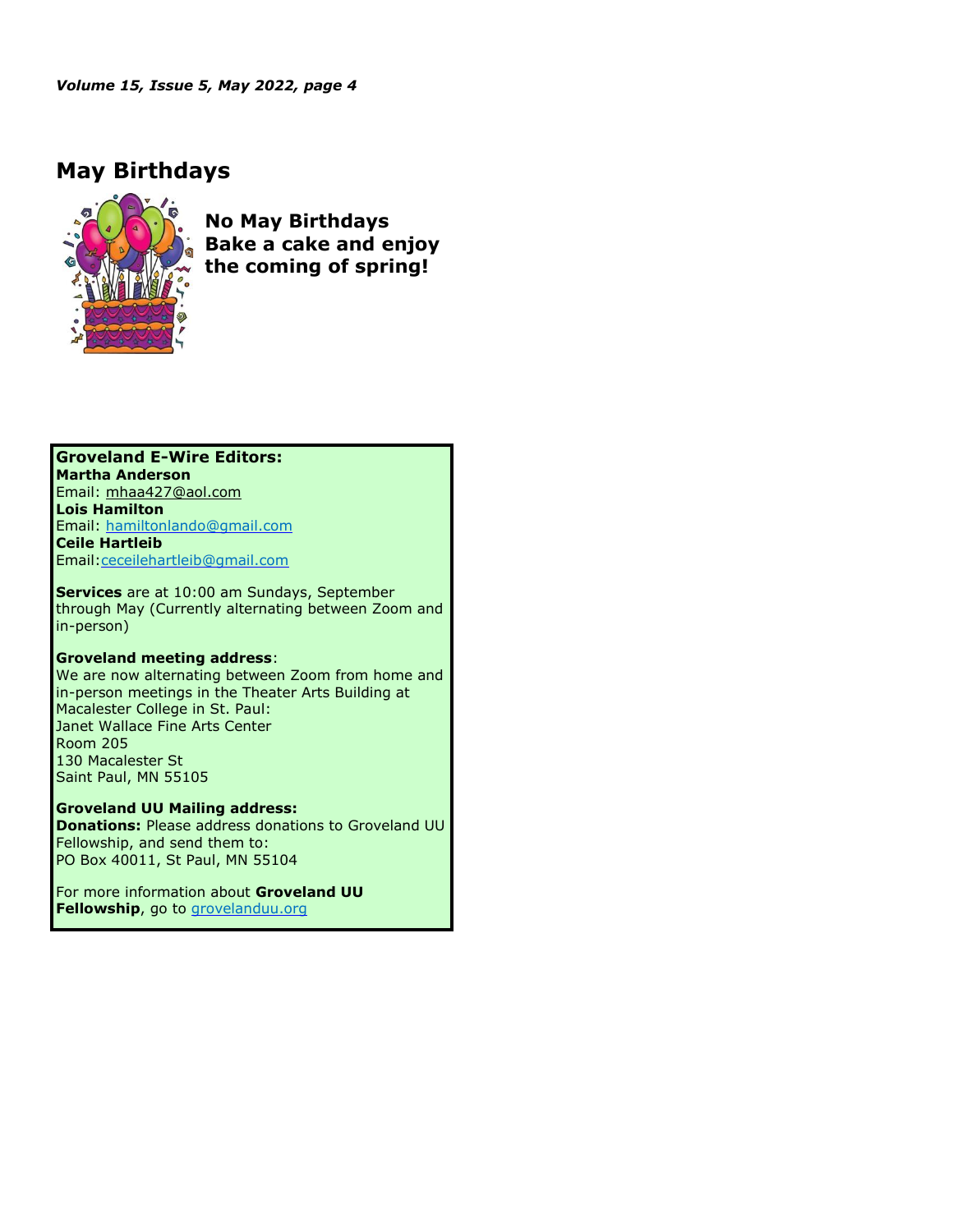## May Birthdays

**No May Birthdays**
**Bake a cake and enjoy the coming of spring!**

**Groveland E-Wire Editors:**
**Martha Anderson**
Email: mhaa427@aol.com
**Lois Hamilton**
Email: hamiltonlando@gmail.com
**Ceile Hartleib**
Email: ceceilehartleib@gmail.com

**Services** are at 10:00 am Sundays, September through May (Currently alternating between Zoom and in-person)

**Groveland meeting address**:
We are now alternating between Zoom from home and in-person meetings in the Theater Arts Building at Macalester College in St. Paul:
Janet Wallace Fine Arts Center
Room 205
130 Macalester St
Saint Paul, MN 55105

**Groveland UU Mailing address:**
**Donations:** Please address donations to Groveland UU Fellowship, and send them to:
PO Box 40011, St Paul, MN 55104

For more information about **Groveland UU Fellowship**, go to groveland uu.org